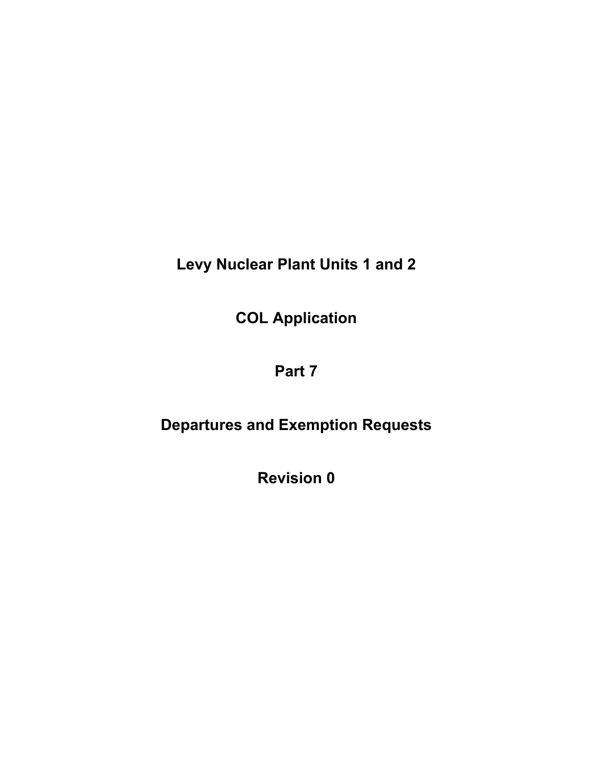# Levy Nuclear Plant Units 1 and 2

# COL Application

# Part 7

# Departures and Exemption Requests

# Revision 0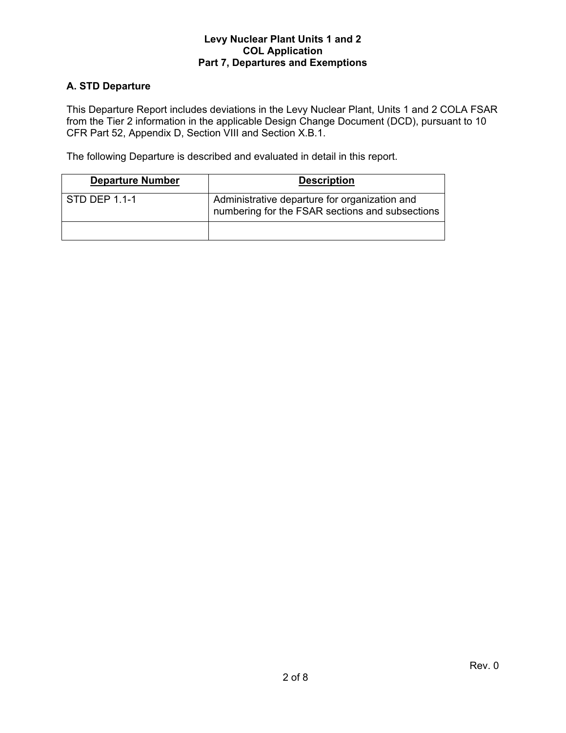## A. STD Departure

This Departure Report includes deviations in the Levy Nuclear Plant, Units 1 and 2 COLA FSAR from the Tier 2 information in the applicable Design Change Document (DCD), pursuant to 10 CFR Part 52, Appendix D, Section VIII and Section X.B.1.

The following Departure is described and evaluated in detail in this report.

| Departure Number | Description |
|---|---|
| STD DEP 1.1-1 | Administrative departure for organization and numbering for the FSAR sections and subsections |
| | |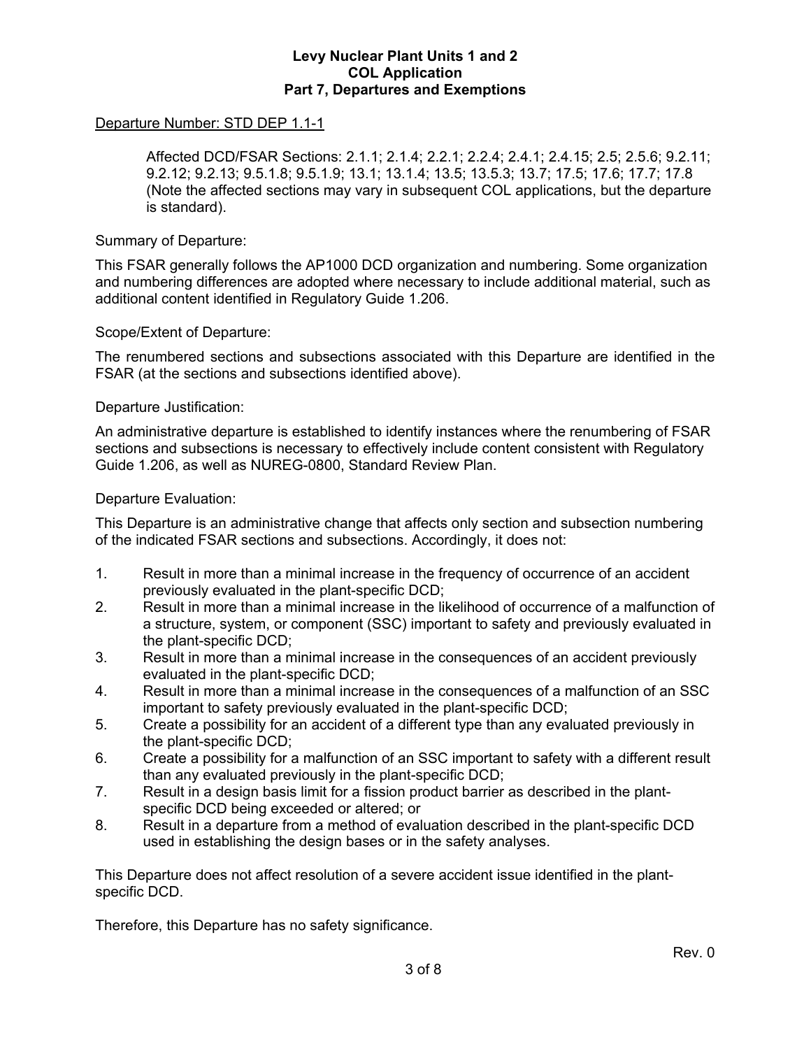Departure Number: STD DEP 1.1-1

Affected DCD/FSAR Sections: 2.1.1; 2.1.4; 2.2.1; 2.2.4; 2.4.1; 2.4.15; 2.5; 2.5.6; 9.2.11; 9.2.12; 9.2.13; 9.5.1.8; 9.5.1.9; 13.1; 13.1.4; 13.5; 13.5.3; 13.7; 17.5; 17.6; 17.7; 17.8 (Note the affected sections may vary in subsequent COL applications, but the departure is standard).

Summary of Departure:

This FSAR generally follows the AP1000 DCD organization and numbering. Some organization and numbering differences are adopted where necessary to include additional material, such as additional content identified in Regulatory Guide 1.206.

Scope/Extent of Departure:

The renumbered sections and subsections associated with this Departure are identified in the FSAR (at the sections and subsections identified above).

Departure Justification:

An administrative departure is established to identify instances where the renumbering of FSAR sections and subsections is necessary to effectively include content consistent with Regulatory Guide 1.206, as well as NUREG-0800, Standard Review Plan.

Departure Evaluation:

This Departure is an administrative change that affects only section and subsection numbering of the indicated FSAR sections and subsections. Accordingly, it does not:

1. Result in more than a minimal increase in the frequency of occurrence of an accident previously evaluated in the plant-specific DCD;
2. Result in more than a minimal increase in the likelihood of occurrence of a malfunction of a structure, system, or component (SSC) important to safety and previously evaluated in the plant-specific DCD;
3. Result in more than a minimal increase in the consequences of an accident previously evaluated in the plant-specific DCD;
4. Result in more than a minimal increase in the consequences of a malfunction of an SSC important to safety previously evaluated in the plant-specific DCD;
5. Create a possibility for an accident of a different type than any evaluated previously in the plant-specific DCD;
6. Create a possibility for a malfunction of an SSC important to safety with a different result than any evaluated previously in the plant-specific DCD;
7. Result in a design basis limit for a fission product barrier as described in the plant-specific DCD being exceeded or altered; or
8. Result in a departure from a method of evaluation described in the plant-specific DCD used in establishing the design bases or in the safety analyses.

This Departure does not affect resolution of a severe accident issue identified in the plant-specific DCD.

Therefore, this Departure has no safety significance.

Rev. 0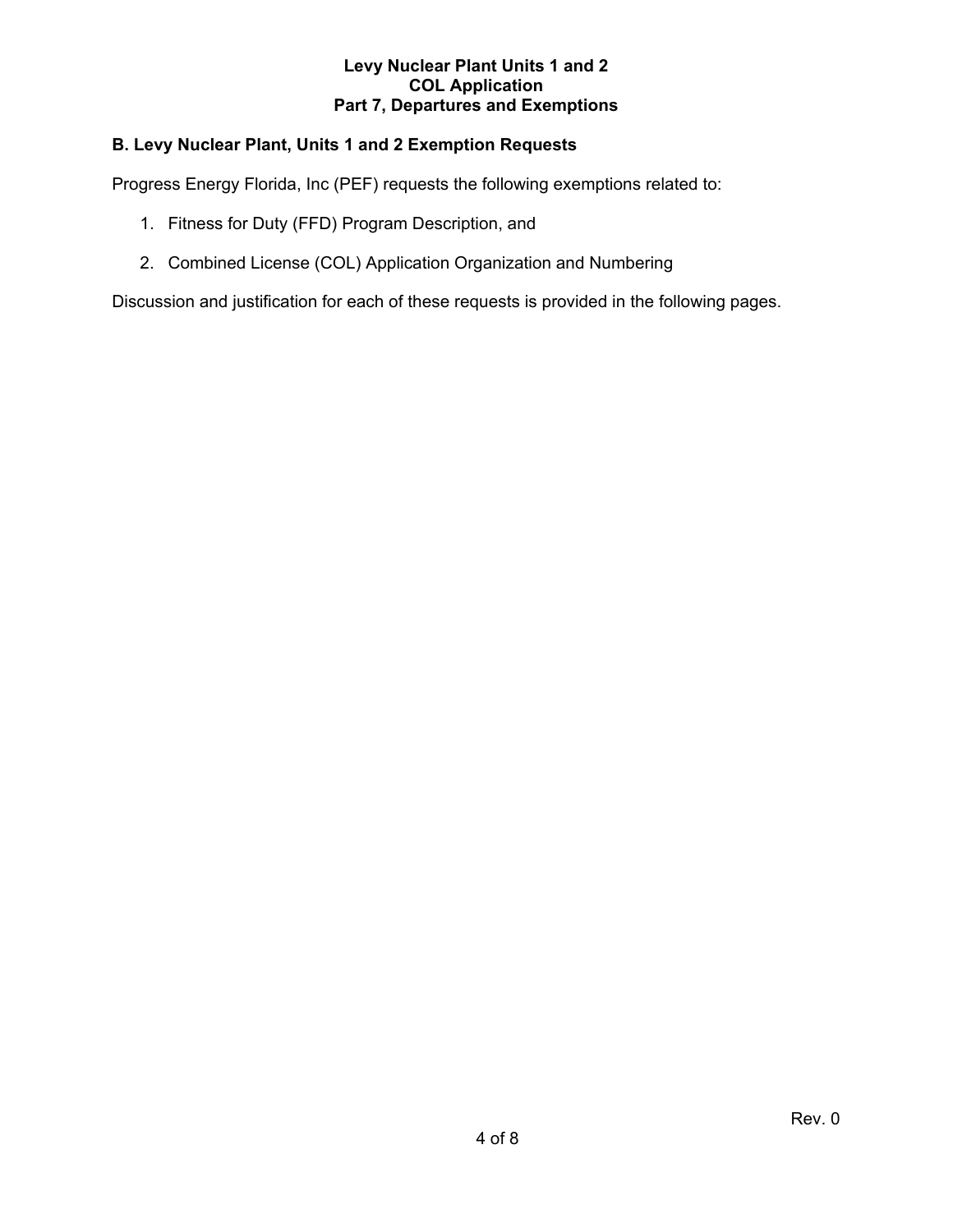## B. Levy Nuclear Plant, Units 1 and 2 Exemption Requests

Progress Energy Florida, Inc (PEF) requests the following exemptions related to:

1. Fitness for Duty (FFD) Program Description, and
2. Combined License (COL) Application Organization and Numbering

Discussion and justification for each of these requests is provided in the following pages.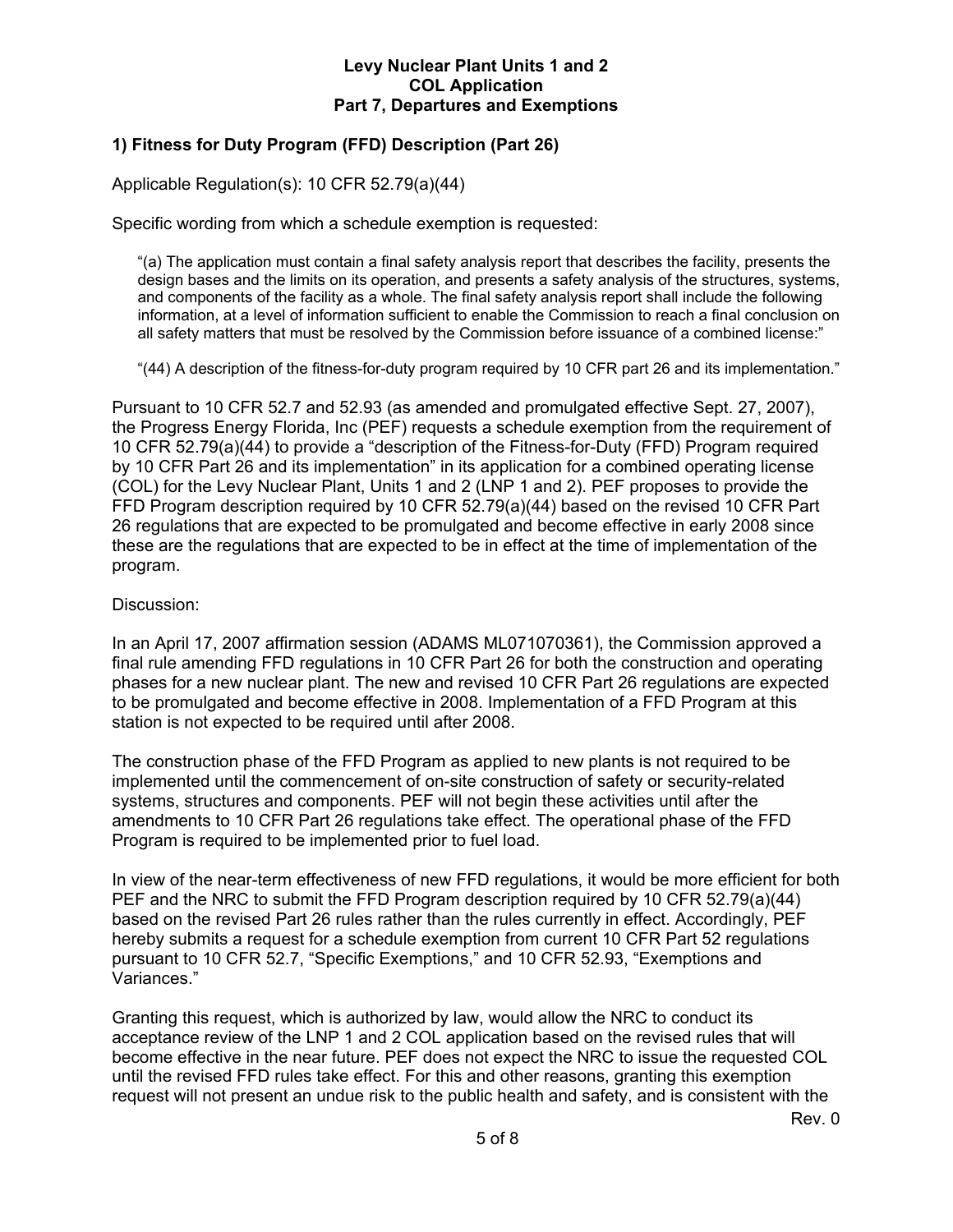## 1) Fitness for Duty Program (FFD) Description (Part 26)

Applicable Regulation(s): 10 CFR 52.79(a)(44)

Specific wording from which a schedule exemption is requested:

> "(a) The application must contain a final safety analysis report that describes the facility, presents the design bases and the limits on its operation, and presents a safety analysis of the structures, systems, and components of the facility as a whole. The final safety analysis report shall include the following information, at a level of information sufficient to enable the Commission to reach a final conclusion on all safety matters that must be resolved by the Commission before issuance of a combined license:"
>
> "(44) A description of the fitness-for-duty program required by 10 CFR part 26 and its implementation."

Pursuant to 10 CFR 52.7 and 52.93 (as amended and promulgated effective Sept. 27, 2007), the Progress Energy Florida, Inc (PEF) requests a schedule exemption from the requirement of 10 CFR 52.79(a)(44) to provide a "description of the Fitness-for-Duty (FFD) Program required by 10 CFR Part 26 and its implementation" in its application for a combined operating license (COL) for the Levy Nuclear Plant, Units 1 and 2 (LNP 1 and 2). PEF proposes to provide the FFD Program description required by 10 CFR 52.79(a)(44) based on the revised 10 CFR Part 26 regulations that are expected to be promulgated and become effective in early 2008 since these are the regulations that are expected to be in effect at the time of implementation of the program.

Discussion:

In an April 17, 2007 affirmation session (ADAMS ML071070361), the Commission approved a final rule amending FFD regulations in 10 CFR Part 26 for both the construction and operating phases for a new nuclear plant. The new and revised 10 CFR Part 26 regulations are expected to be promulgated and become effective in 2008. Implementation of a FFD Program at this station is not expected to be required until after 2008.

The construction phase of the FFD Program as applied to new plants is not required to be implemented until the commencement of on-site construction of safety or security-related systems, structures and components. PEF will not begin these activities until after the amendments to 10 CFR Part 26 regulations take effect. The operational phase of the FFD Program is required to be implemented prior to fuel load.

In view of the near-term effectiveness of new FFD regulations, it would be more efficient for both PEF and the NRC to submit the FFD Program description required by 10 CFR 52.79(a)(44) based on the revised Part 26 rules rather than the rules currently in effect. Accordingly, PEF hereby submits a request for a schedule exemption from current 10 CFR Part 52 regulations pursuant to 10 CFR 52.7, "Specific Exemptions," and 10 CFR 52.93, "Exemptions and Variances."

Granting this request, which is authorized by law, would allow the NRC to conduct its acceptance review of the LNP 1 and 2 COL application based on the revised rules that will become effective in the near future. PEF does not expect the NRC to issue the requested COL until the revised FFD rules take effect. For this and other reasons, granting this exemption request will not present an undue risk to the public health and safety, and is consistent with the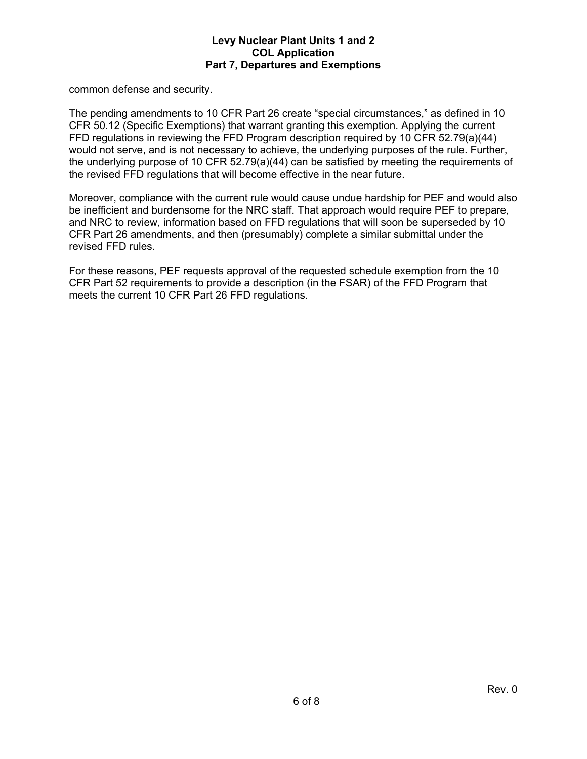common defense and security.

The pending amendments to 10 CFR Part 26 create “special circumstances,” as defined in 10 CFR 50.12 (Specific Exemptions) that warrant granting this exemption. Applying the current FFD regulations in reviewing the FFD Program description required by 10 CFR 52.79(a)(44) would not serve, and is not necessary to achieve, the underlying purposes of the rule. Further, the underlying purpose of 10 CFR 52.79(a)(44) can be satisfied by meeting the requirements of the revised FFD regulations that will become effective in the near future.

Moreover, compliance with the current rule would cause undue hardship for PEF and would also be inefficient and burdensome for the NRC staff. That approach would require PEF to prepare, and NRC to review, information based on FFD regulations that will soon be superseded by 10 CFR Part 26 amendments, and then (presumably) complete a similar submittal under the revised FFD rules.

For these reasons, PEF requests approval of the requested schedule exemption from the 10 CFR Part 52 requirements to provide a description (in the FSAR) of the FFD Program that meets the current 10 CFR Part 26 FFD regulations.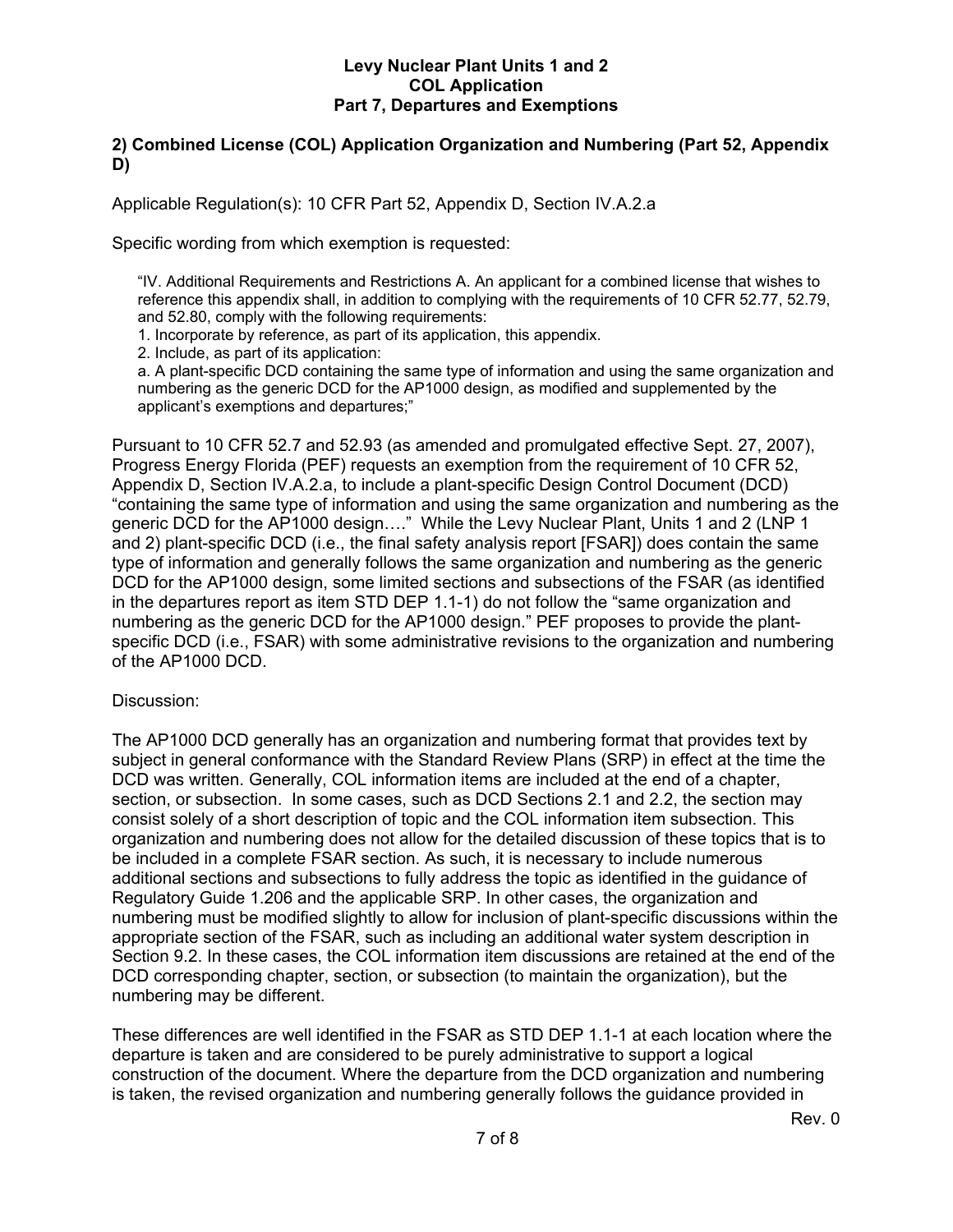## 2) Combined License (COL) Application Organization and Numbering (Part 52, Appendix D)

Applicable Regulation(s): 10 CFR Part 52, Appendix D, Section IV.A.2.a

Specific wording from which exemption is requested:

> "IV. Additional Requirements and Restrictions A. An applicant for a combined license that wishes to reference this appendix shall, in addition to complying with the requirements of 10 CFR 52.77, 52.79, and 52.80, comply with the following requirements:
> 1. Incorporate by reference, as part of its application, this appendix.
> 2. Include, as part of its application:
> a. A plant-specific DCD containing the same type of information and using the same organization and numbering as the generic DCD for the AP1000 design, as modified and supplemented by the applicant's exemptions and departures;"

Pursuant to 10 CFR 52.7 and 52.93 (as amended and promulgated effective Sept. 27, 2007), Progress Energy Florida (PEF) requests an exemption from the requirement of 10 CFR 52, Appendix D, Section IV.A.2.a, to include a plant-specific Design Control Document (DCD) "containing the same type of information and using the same organization and numbering as the generic DCD for the AP1000 design…." While the Levy Nuclear Plant, Units 1 and 2 (LNP 1 and 2) plant-specific DCD (i.e., the final safety analysis report [FSAR]) does contain the same type of information and generally follows the same organization and numbering as the generic DCD for the AP1000 design, some limited sections and subsections of the FSAR (as identified in the departures report as item STD DEP 1.1-1) do not follow the "same organization and numbering as the generic DCD for the AP1000 design." PEF proposes to provide the plant-specific DCD (i.e., FSAR) with some administrative revisions to the organization and numbering of the AP1000 DCD.

Discussion:

The AP1000 DCD generally has an organization and numbering format that provides text by subject in general conformance with the Standard Review Plans (SRP) in effect at the time the DCD was written. Generally, COL information items are included at the end of a chapter, section, or subsection. In some cases, such as DCD Sections 2.1 and 2.2, the section may consist solely of a short description of topic and the COL information item subsection. This organization and numbering does not allow for the detailed discussion of these topics that is to be included in a complete FSAR section. As such, it is necessary to include numerous additional sections and subsections to fully address the topic as identified in the guidance of Regulatory Guide 1.206 and the applicable SRP. In other cases, the organization and numbering must be modified slightly to allow for inclusion of plant-specific discussions within the appropriate section of the FSAR, such as including an additional water system description in Section 9.2. In these cases, the COL information item discussions are retained at the end of the DCD corresponding chapter, section, or subsection (to maintain the organization), but the numbering may be different.

These differences are well identified in the FSAR as STD DEP 1.1-1 at each location where the departure is taken and are considered to be purely administrative to support a logical construction of the document. Where the departure from the DCD organization and numbering is taken, the revised organization and numbering generally follows the guidance provided in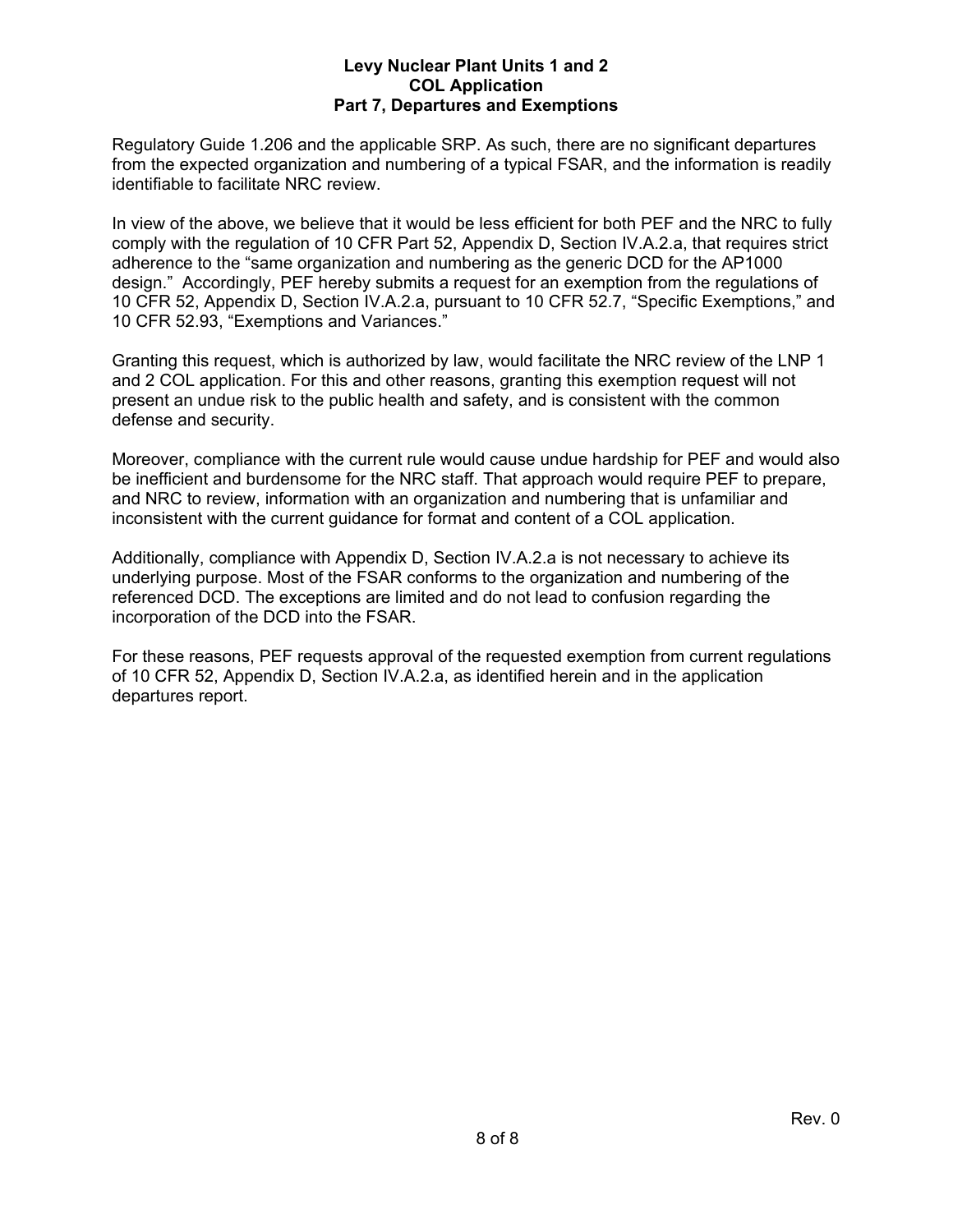Regulatory Guide 1.206 and the applicable SRP. As such, there are no significant departures from the expected organization and numbering of a typical FSAR, and the information is readily identifiable to facilitate NRC review.

In view of the above, we believe that it would be less efficient for both PEF and the NRC to fully comply with the regulation of 10 CFR Part 52, Appendix D, Section IV.A.2.a, that requires strict adherence to the "same organization and numbering as the generic DCD for the AP1000 design." Accordingly, PEF hereby submits a request for an exemption from the regulations of 10 CFR 52, Appendix D, Section IV.A.2.a, pursuant to 10 CFR 52.7, "Specific Exemptions," and 10 CFR 52.93, "Exemptions and Variances."

Granting this request, which is authorized by law, would facilitate the NRC review of the LNP 1 and 2 COL application. For this and other reasons, granting this exemption request will not present an undue risk to the public health and safety, and is consistent with the common defense and security.

Moreover, compliance with the current rule would cause undue hardship for PEF and would also be inefficient and burdensome for the NRC staff. That approach would require PEF to prepare, and NRC to review, information with an organization and numbering that is unfamiliar and inconsistent with the current guidance for format and content of a COL application.

Additionally, compliance with Appendix D, Section IV.A.2.a is not necessary to achieve its underlying purpose. Most of the FSAR conforms to the organization and numbering of the referenced DCD. The exceptions are limited and do not lead to confusion regarding the incorporation of the DCD into the FSAR.

For these reasons, PEF requests approval of the requested exemption from current regulations of 10 CFR 52, Appendix D, Section IV.A.2.a, as identified herein and in the application departures report.